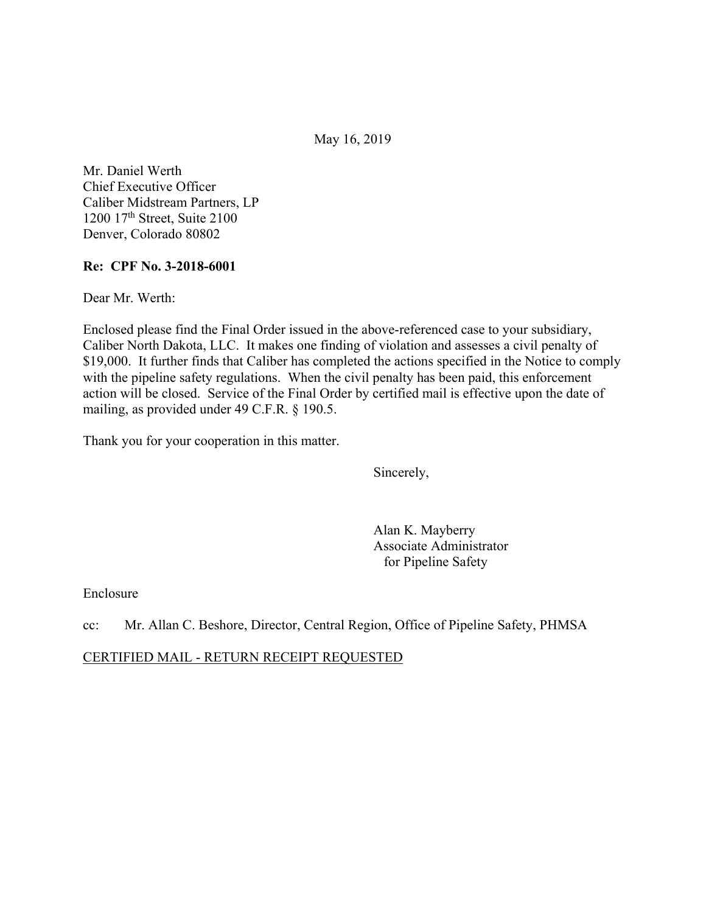May 16, 2019

Mr. Daniel Werth
Chief Executive Officer
Caliber Midstream Partners, LP
1200 17th Street, Suite 2100
Denver, Colorado 80802

**Re: CPF No. 3-2018-6001**

Dear Mr. Werth:

Enclosed please find the Final Order issued in the above-referenced case to your subsidiary, Caliber North Dakota, LLC. It makes one finding of violation and assesses a civil penalty of $19,000. It further finds that Caliber has completed the actions specified in the Notice to comply with the pipeline safety regulations. When the civil penalty has been paid, this enforcement action will be closed. Service of the Final Order by certified mail is effective upon the date of mailing, as provided under 49 C.F.R. § 190.5.

Thank you for your cooperation in this matter.

Sincerely,

Alan K. Mayberry
Associate Administrator
for Pipeline Safety

Enclosure

cc: Mr. Allan C. Beshore, Director, Central Region, Office of Pipeline Safety, PHMSA

CERTIFIED MAIL - RETURN RECEIPT REQUESTED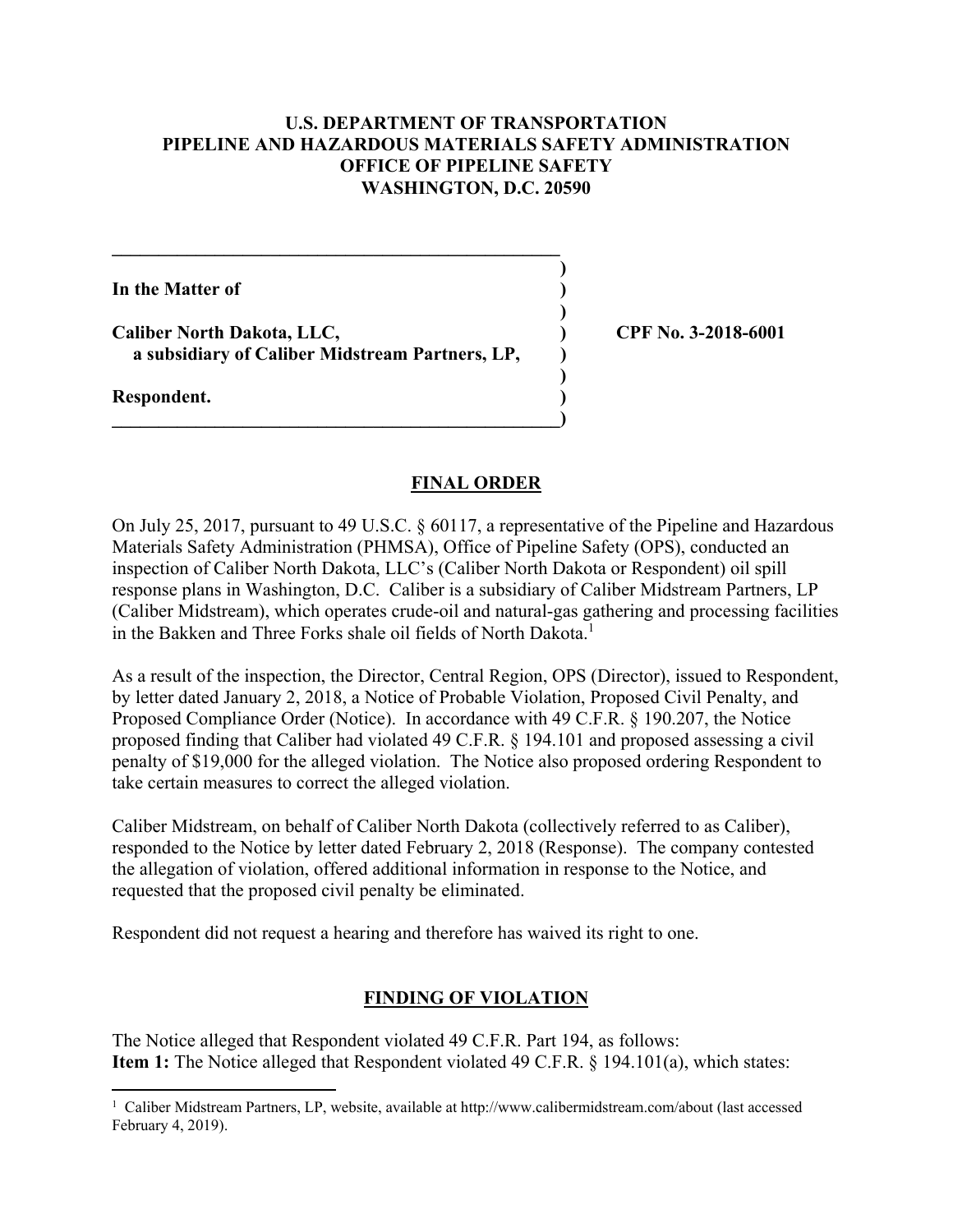**U.S. DEPARTMENT OF TRANSPORTATION**
**PIPELINE AND HAZARDOUS MATERIALS SAFETY ADMINISTRATION**
**OFFICE OF PIPELINE SAFETY**
**WASHINGTON, D.C. 20590**

**In the Matter of**

**Caliber North Dakota, LLC,**
**a subsidiary of Caliber Midstream Partners, LP,**

**Respondent.**

**CPF No. 3-2018-6001**

## FINAL ORDER

On July 25, 2017, pursuant to 49 U.S.C. § 60117, a representative of the Pipeline and Hazardous Materials Safety Administration (PHMSA), Office of Pipeline Safety (OPS), conducted an inspection of Caliber North Dakota, LLC's (Caliber North Dakota or Respondent) oil spill response plans in Washington, D.C. Caliber is a subsidiary of Caliber Midstream Partners, LP (Caliber Midstream), which operates crude-oil and natural-gas gathering and processing facilities in the Bakken and Three Forks shale oil fields of North Dakota.[1]

As a result of the inspection, the Director, Central Region, OPS (Director), issued to Respondent, by letter dated January 2, 2018, a Notice of Probable Violation, Proposed Civil Penalty, and Proposed Compliance Order (Notice). In accordance with 49 C.F.R. § 190.207, the Notice proposed finding that Caliber had violated 49 C.F.R. § 194.101 and proposed assessing a civil penalty of $19,000 for the alleged violation. The Notice also proposed ordering Respondent to take certain measures to correct the alleged violation.

Caliber Midstream, on behalf of Caliber North Dakota (collectively referred to as Caliber), responded to the Notice by letter dated February 2, 2018 (Response). The company contested the allegation of violation, offered additional information in response to the Notice, and requested that the proposed civil penalty be eliminated.

Respondent did not request a hearing and therefore has waived its right to one.

## FINDING OF VIOLATION

The Notice alleged that Respondent violated 49 C.F.R. Part 194, as follows:
**Item 1:** The Notice alleged that Respondent violated 49 C.F.R. § 194.101(a), which states:

[1] Caliber Midstream Partners, LP, website, available at http://www.calibermidstream.com/about (last accessed February 4, 2019).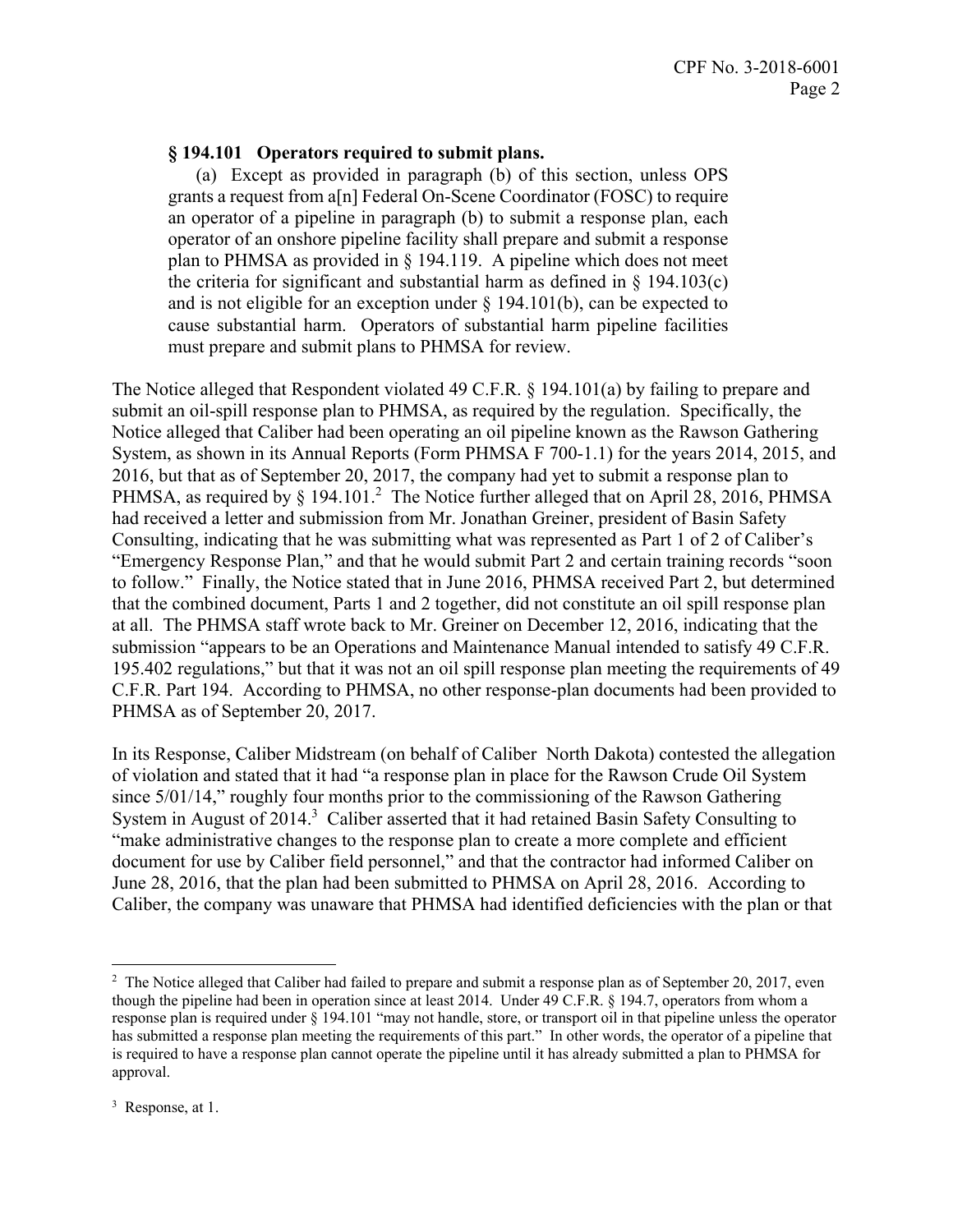**§ 194.101 Operators required to submit plans.**

(a) Except as provided in paragraph (b) of this section, unless OPS grants a request from a[n] Federal On-Scene Coordinator (FOSC) to require an operator of a pipeline in paragraph (b) to submit a response plan, each operator of an onshore pipeline facility shall prepare and submit a response plan to PHMSA as provided in § 194.119. A pipeline which does not meet the criteria for significant and substantial harm as defined in § 194.103(c) and is not eligible for an exception under § 194.101(b), can be expected to cause substantial harm. Operators of substantial harm pipeline facilities must prepare and submit plans to PHMSA for review.

The Notice alleged that Respondent violated 49 C.F.R. § 194.101(a) by failing to prepare and submit an oil-spill response plan to PHMSA, as required by the regulation. Specifically, the Notice alleged that Caliber had been operating an oil pipeline known as the Rawson Gathering System, as shown in its Annual Reports (Form PHMSA F 700-1.1) for the years 2014, 2015, and 2016, but that as of September 20, 2017, the company had yet to submit a response plan to PHMSA, as required by § 194.101.[2] The Notice further alleged that on April 28, 2016, PHMSA had received a letter and submission from Mr. Jonathan Greiner, president of Basin Safety Consulting, indicating that he was submitting what was represented as Part 1 of 2 of Caliber's "Emergency Response Plan," and that he would submit Part 2 and certain training records "soon to follow." Finally, the Notice stated that in June 2016, PHMSA received Part 2, but determined that the combined document, Parts 1 and 2 together, did not constitute an oil spill response plan at all. The PHMSA staff wrote back to Mr. Greiner on December 12, 2016, indicating that the submission "appears to be an Operations and Maintenance Manual intended to satisfy 49 C.F.R. 195.402 regulations," but that it was not an oil spill response plan meeting the requirements of 49 C.F.R. Part 194. According to PHMSA, no other response-plan documents had been provided to PHMSA as of September 20, 2017.

In its Response, Caliber Midstream (on behalf of Caliber North Dakota) contested the allegation of violation and stated that it had "a response plan in place for the Rawson Crude Oil System since 5/01/14," roughly four months prior to the commissioning of the Rawson Gathering System in August of 2014.[3] Caliber asserted that it had retained Basin Safety Consulting to "make administrative changes to the response plan to create a more complete and efficient document for use by Caliber field personnel," and that the contractor had informed Caliber on June 28, 2016, that the plan had been submitted to PHMSA on April 28, 2016. According to Caliber, the company was unaware that PHMSA had identified deficiencies with the plan or that

---

[2] The Notice alleged that Caliber had failed to prepare and submit a response plan as of September 20, 2017, even though the pipeline had been in operation since at least 2014. Under 49 C.F.R. § 194.7, operators from whom a response plan is required under § 194.101 "may not handle, store, or transport oil in that pipeline unless the operator has submitted a response plan meeting the requirements of this part." In other words, the operator of a pipeline that is required to have a response plan cannot operate the pipeline until it has already submitted a plan to PHMSA for approval.

[3] Response, at 1.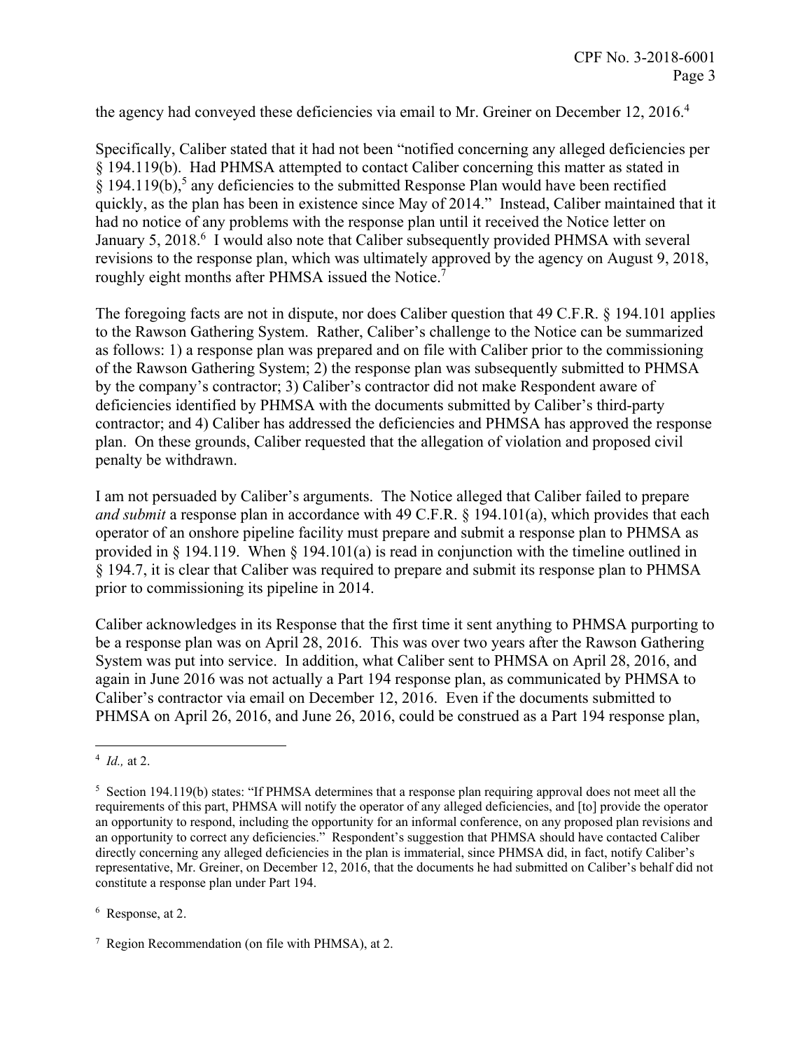the agency had conveyed these deficiencies via email to Mr. Greiner on December 12, 2016.[4]

Specifically, Caliber stated that it had not been "notified concerning any alleged deficiencies per § 194.119(b). Had PHMSA attempted to contact Caliber concerning this matter as stated in § 194.119(b),[5] any deficiencies to the submitted Response Plan would have been rectified quickly, as the plan has been in existence since May of 2014." Instead, Caliber maintained that it had no notice of any problems with the response plan until it received the Notice letter on January 5, 2018.[6] I would also note that Caliber subsequently provided PHMSA with several revisions to the response plan, which was ultimately approved by the agency on August 9, 2018, roughly eight months after PHMSA issued the Notice.[7]

The foregoing facts are not in dispute, nor does Caliber question that 49 C.F.R. § 194.101 applies to the Rawson Gathering System. Rather, Caliber's challenge to the Notice can be summarized as follows: 1) a response plan was prepared and on file with Caliber prior to the commissioning of the Rawson Gathering System; 2) the response plan was subsequently submitted to PHMSA by the company's contractor; 3) Caliber's contractor did not make Respondent aware of deficiencies identified by PHMSA with the documents submitted by Caliber's third-party contractor; and 4) Caliber has addressed the deficiencies and PHMSA has approved the response plan. On these grounds, Caliber requested that the allegation of violation and proposed civil penalty be withdrawn.

I am not persuaded by Caliber's arguments. The Notice alleged that Caliber failed to prepare *and submit* a response plan in accordance with 49 C.F.R. § 194.101(a), which provides that each operator of an onshore pipeline facility must prepare and submit a response plan to PHMSA as provided in § 194.119. When § 194.101(a) is read in conjunction with the timeline outlined in § 194.7, it is clear that Caliber was required to prepare and submit its response plan to PHMSA prior to commissioning its pipeline in 2014.

Caliber acknowledges in its Response that the first time it sent anything to PHMSA purporting to be a response plan was on April 28, 2016. This was over two years after the Rawson Gathering System was put into service. In addition, what Caliber sent to PHMSA on April 28, 2016, and again in June 2016 was not actually a Part 194 response plan, as communicated by PHMSA to Caliber's contractor via email on December 12, 2016. Even if the documents submitted to PHMSA on April 26, 2016, and June 26, 2016, could be construed as a Part 194 response plan,

---

[4] *Id.,* at 2.

[5] Section 194.119(b) states: "If PHMSA determines that a response plan requiring approval does not meet all the requirements of this part, PHMSA will notify the operator of any alleged deficiencies, and [to] provide the operator an opportunity to respond, including the opportunity for an informal conference, on any proposed plan revisions and an opportunity to correct any deficiencies." Respondent's suggestion that PHMSA should have contacted Caliber directly concerning any alleged deficiencies in the plan is immaterial, since PHMSA did, in fact, notify Caliber's representative, Mr. Greiner, on December 12, 2016, that the documents he had submitted on Caliber's behalf did not constitute a response plan under Part 194.

[6] Response, at 2.

[7] Region Recommendation (on file with PHMSA), at 2.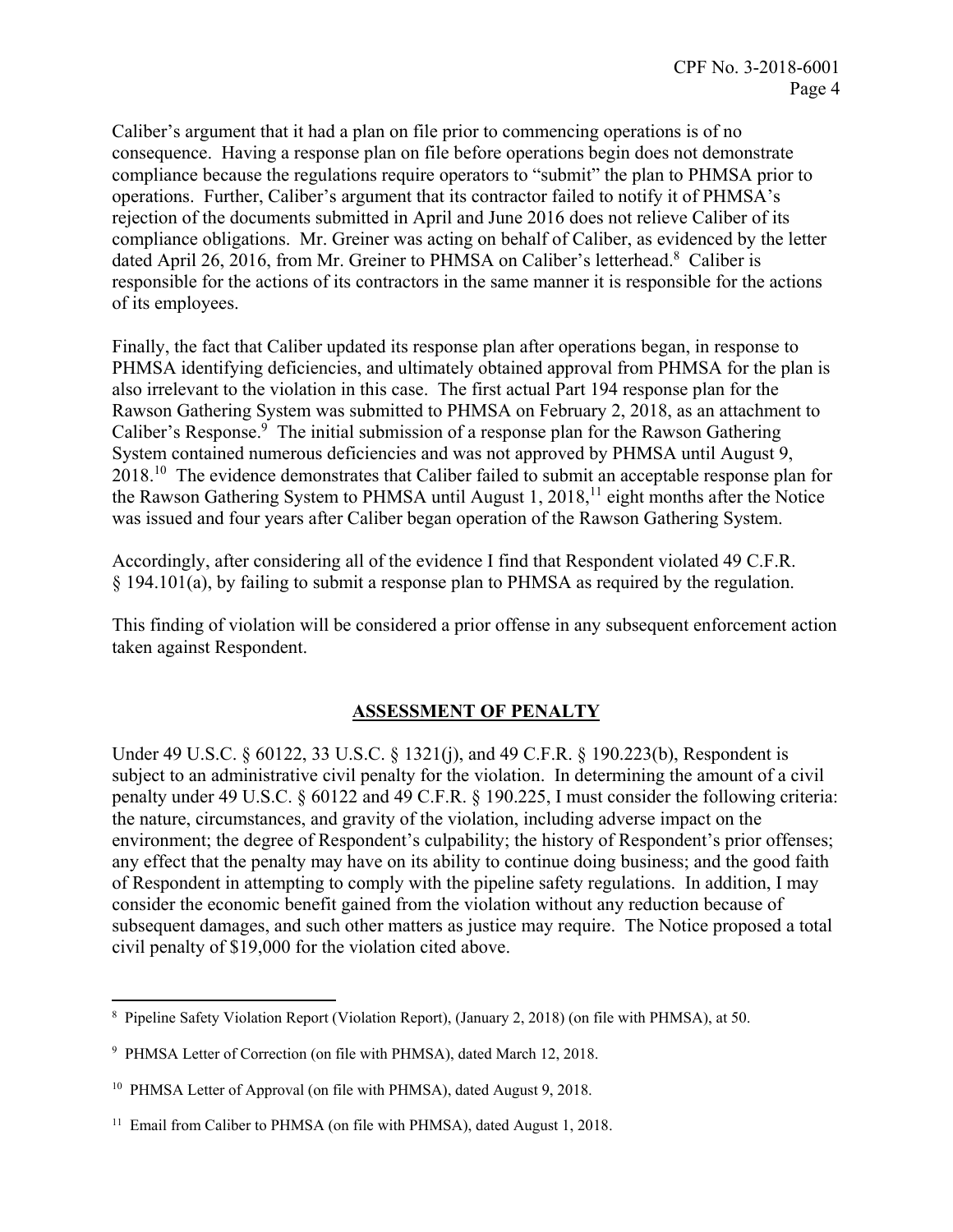Caliber's argument that it had a plan on file prior to commencing operations is of no consequence. Having a response plan on file before operations begin does not demonstrate compliance because the regulations require operators to "submit" the plan to PHMSA prior to operations. Further, Caliber's argument that its contractor failed to notify it of PHMSA's rejection of the documents submitted in April and June 2016 does not relieve Caliber of its compliance obligations. Mr. Greiner was acting on behalf of Caliber, as evidenced by the letter dated April 26, 2016, from Mr. Greiner to PHMSA on Caliber's letterhead.[8] Caliber is responsible for the actions of its contractors in the same manner it is responsible for the actions of its employees.

Finally, the fact that Caliber updated its response plan after operations began, in response to PHMSA identifying deficiencies, and ultimately obtained approval from PHMSA for the plan is also irrelevant to the violation in this case. The first actual Part 194 response plan for the Rawson Gathering System was submitted to PHMSA on February 2, 2018, as an attachment to Caliber's Response.[9] The initial submission of a response plan for the Rawson Gathering System contained numerous deficiencies and was not approved by PHMSA until August 9, 2018.[10] The evidence demonstrates that Caliber failed to submit an acceptable response plan for the Rawson Gathering System to PHMSA until August 1, 2018,[11] eight months after the Notice was issued and four years after Caliber began operation of the Rawson Gathering System.

Accordingly, after considering all of the evidence I find that Respondent violated 49 C.F.R. § 194.101(a), by failing to submit a response plan to PHMSA as required by the regulation.

This finding of violation will be considered a prior offense in any subsequent enforcement action taken against Respondent.

## ASSESSMENT OF PENALTY

Under 49 U.S.C. § 60122, 33 U.S.C. § 1321(j), and 49 C.F.R. § 190.223(b), Respondent is subject to an administrative civil penalty for the violation. In determining the amount of a civil penalty under 49 U.S.C. § 60122 and 49 C.F.R. § 190.225, I must consider the following criteria: the nature, circumstances, and gravity of the violation, including adverse impact on the environment; the degree of Respondent's culpability; the history of Respondent's prior offenses; any effect that the penalty may have on its ability to continue doing business; and the good faith of Respondent in attempting to comply with the pipeline safety regulations. In addition, I may consider the economic benefit gained from the violation without any reduction because of subsequent damages, and such other matters as justice may require. The Notice proposed a total civil penalty of $19,000 for the violation cited above.

---

[8] Pipeline Safety Violation Report (Violation Report), (January 2, 2018) (on file with PHMSA), at 50.

[9] PHMSA Letter of Correction (on file with PHMSA), dated March 12, 2018.

[10] PHMSA Letter of Approval (on file with PHMSA), dated August 9, 2018.

[11] Email from Caliber to PHMSA (on file with PHMSA), dated August 1, 2018.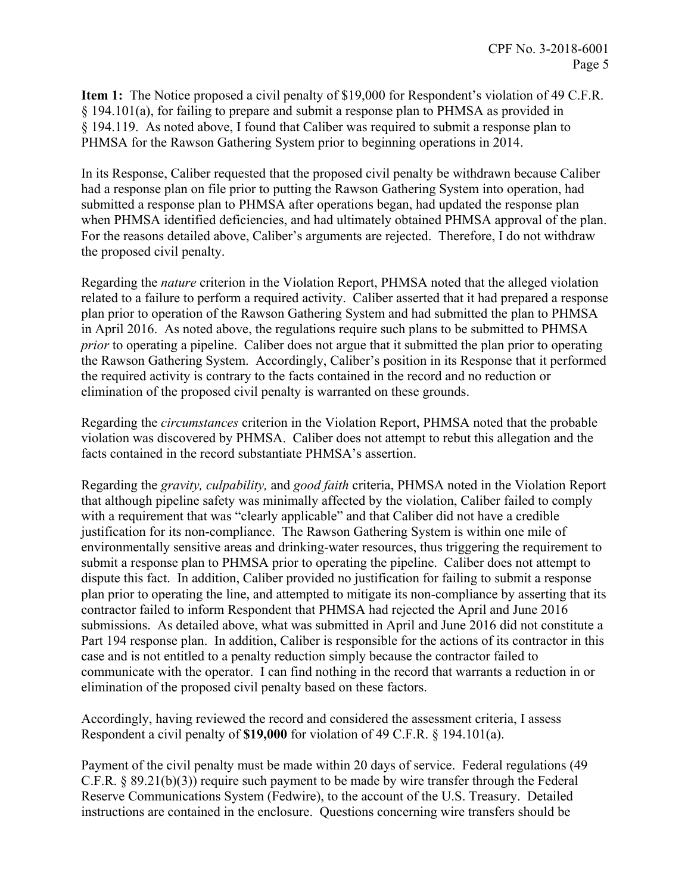**Item 1:** The Notice proposed a civil penalty of $19,000 for Respondent's violation of 49 C.F.R. § 194.101(a), for failing to prepare and submit a response plan to PHMSA as provided in § 194.119. As noted above, I found that Caliber was required to submit a response plan to PHMSA for the Rawson Gathering System prior to beginning operations in 2014.

In its Response, Caliber requested that the proposed civil penalty be withdrawn because Caliber had a response plan on file prior to putting the Rawson Gathering System into operation, had submitted a response plan to PHMSA after operations began, had updated the response plan when PHMSA identified deficiencies, and had ultimately obtained PHMSA approval of the plan. For the reasons detailed above, Caliber's arguments are rejected. Therefore, I do not withdraw the proposed civil penalty.

Regarding the *nature* criterion in the Violation Report, PHMSA noted that the alleged violation related to a failure to perform a required activity. Caliber asserted that it had prepared a response plan prior to operation of the Rawson Gathering System and had submitted the plan to PHMSA in April 2016. As noted above, the regulations require such plans to be submitted to PHMSA *prior* to operating a pipeline. Caliber does not argue that it submitted the plan prior to operating the Rawson Gathering System. Accordingly, Caliber's position in its Response that it performed the required activity is contrary to the facts contained in the record and no reduction or elimination of the proposed civil penalty is warranted on these grounds.

Regarding the *circumstances* criterion in the Violation Report, PHMSA noted that the probable violation was discovered by PHMSA. Caliber does not attempt to rebut this allegation and the facts contained in the record substantiate PHMSA's assertion.

Regarding the *gravity, culpability,* and *good faith* criteria, PHMSA noted in the Violation Report that although pipeline safety was minimally affected by the violation, Caliber failed to comply with a requirement that was "clearly applicable" and that Caliber did not have a credible justification for its non-compliance. The Rawson Gathering System is within one mile of environmentally sensitive areas and drinking-water resources, thus triggering the requirement to submit a response plan to PHMSA prior to operating the pipeline. Caliber does not attempt to dispute this fact. In addition, Caliber provided no justification for failing to submit a response plan prior to operating the line, and attempted to mitigate its non-compliance by asserting that its contractor failed to inform Respondent that PHMSA had rejected the April and June 2016 submissions. As detailed above, what was submitted in April and June 2016 did not constitute a Part 194 response plan. In addition, Caliber is responsible for the actions of its contractor in this case and is not entitled to a penalty reduction simply because the contractor failed to communicate with the operator. I can find nothing in the record that warrants a reduction in or elimination of the proposed civil penalty based on these factors.

Accordingly, having reviewed the record and considered the assessment criteria, I assess Respondent a civil penalty of **$19,000** for violation of 49 C.F.R. § 194.101(a).

Payment of the civil penalty must be made within 20 days of service. Federal regulations (49 C.F.R. § 89.21(b)(3)) require such payment to be made by wire transfer through the Federal Reserve Communications System (Fedwire), to the account of the U.S. Treasury. Detailed instructions are contained in the enclosure. Questions concerning wire transfers should be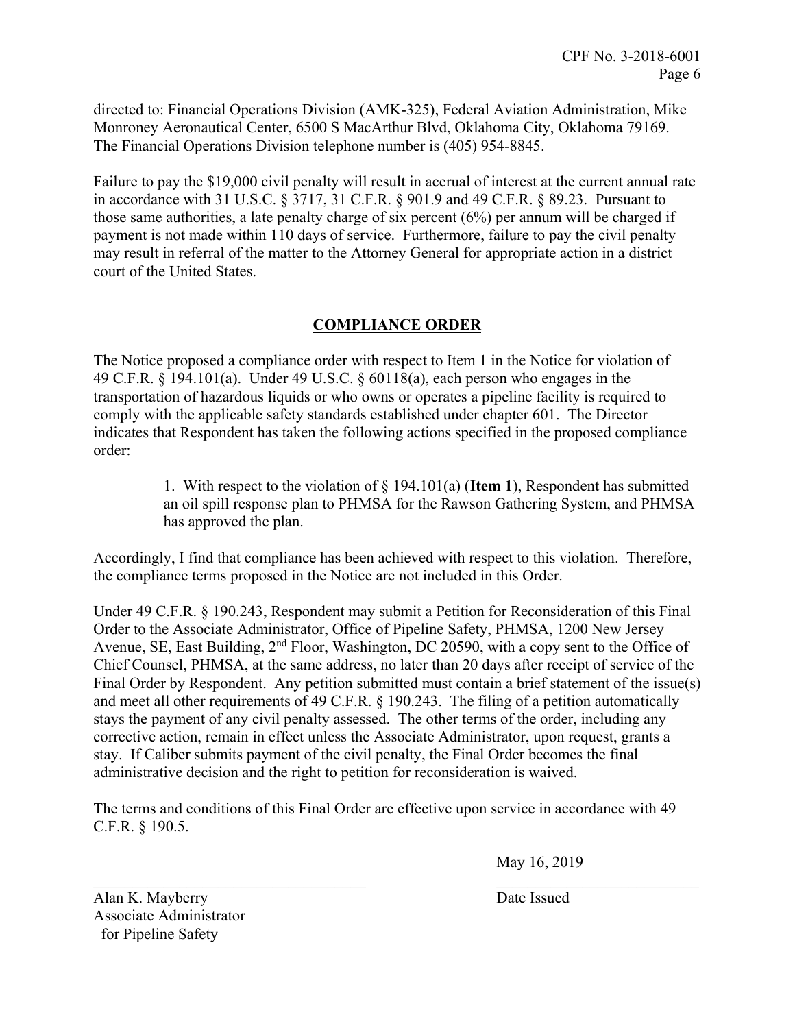directed to: Financial Operations Division (AMK-325), Federal Aviation Administration, Mike Monroney Aeronautical Center, 6500 S MacArthur Blvd, Oklahoma City, Oklahoma 79169. The Financial Operations Division telephone number is (405) 954-8845.

Failure to pay the $19,000 civil penalty will result in accrual of interest at the current annual rate in accordance with 31 U.S.C. § 3717, 31 C.F.R. § 901.9 and 49 C.F.R. § 89.23. Pursuant to those same authorities, a late penalty charge of six percent (6%) per annum will be charged if payment is not made within 110 days of service. Furthermore, failure to pay the civil penalty may result in referral of the matter to the Attorney General for appropriate action in a district court of the United States.

## COMPLIANCE ORDER

The Notice proposed a compliance order with respect to Item 1 in the Notice for violation of 49 C.F.R. § 194.101(a). Under 49 U.S.C. § 60118(a), each person who engages in the transportation of hazardous liquids or who owns or operates a pipeline facility is required to comply with the applicable safety standards established under chapter 601. The Director indicates that Respondent has taken the following actions specified in the proposed compliance order:

> 1. With respect to the violation of § 194.101(a) (**Item 1**), Respondent has submitted an oil spill response plan to PHMSA for the Rawson Gathering System, and PHMSA has approved the plan.

Accordingly, I find that compliance has been achieved with respect to this violation. Therefore, the compliance terms proposed in the Notice are not included in this Order.

Under 49 C.F.R. § 190.243, Respondent may submit a Petition for Reconsideration of this Final Order to the Associate Administrator, Office of Pipeline Safety, PHMSA, 1200 New Jersey Avenue, SE, East Building, 2nd Floor, Washington, DC 20590, with a copy sent to the Office of Chief Counsel, PHMSA, at the same address, no later than 20 days after receipt of service of the Final Order by Respondent. Any petition submitted must contain a brief statement of the issue(s) and meet all other requirements of 49 C.F.R. § 190.243. The filing of a petition automatically stays the payment of any civil penalty assessed. The other terms of the order, including any corrective action, remain in effect unless the Associate Administrator, upon request, grants a stay. If Caliber submits payment of the civil penalty, the Final Order becomes the final administrative decision and the right to petition for reconsideration is waived.

The terms and conditions of this Final Order are effective upon service in accordance with 49 C.F.R. § 190.5.

| | |
|---|---|
| ___________________________________ | May 16, 2019<br>___________________________ |
| Alan K. Mayberry<br>Associate Administrator<br>for Pipeline Safety | Date Issued |